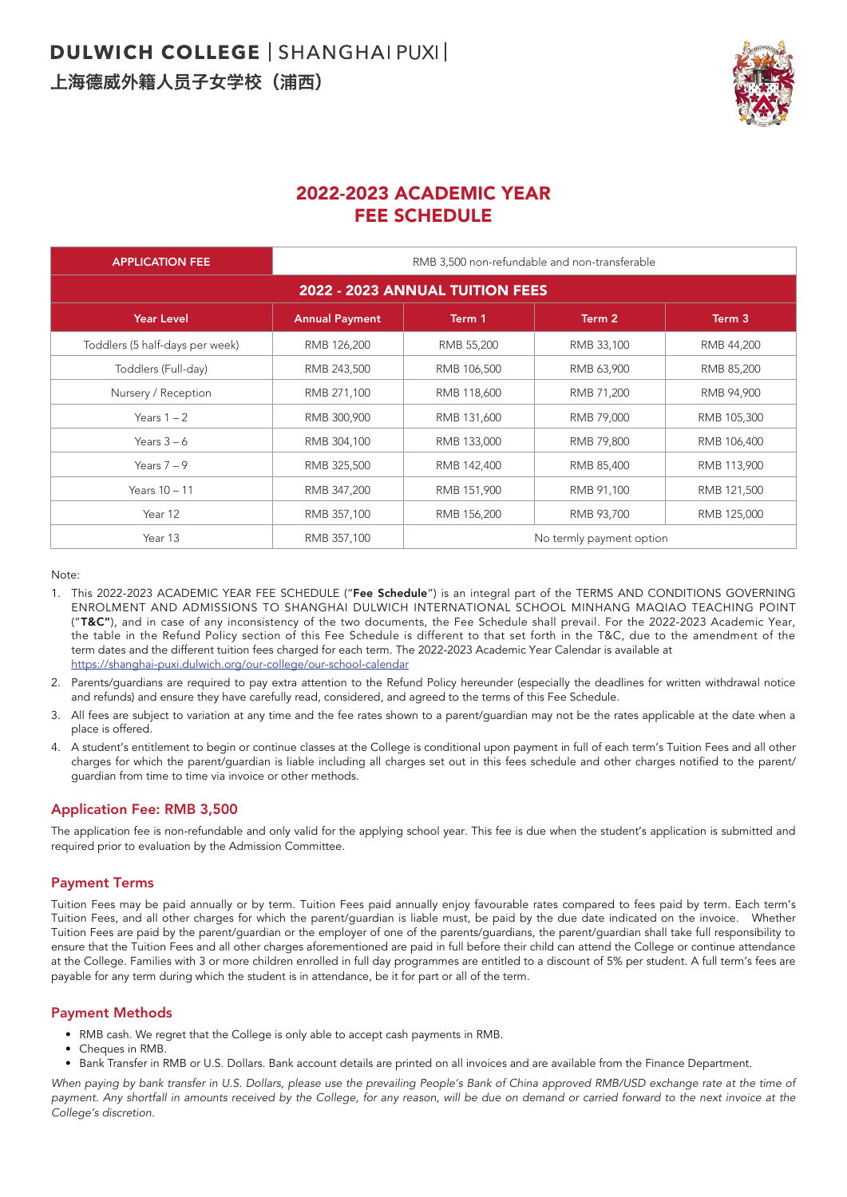# DULWICH COLLEGE | SHANGHAI PUXI |

上海德威外籍人员子女学校（浦西）

## 2022-2023 ACADEMIC YEAR FEE SCHEDULE

| APPLICATION FEE | RMB 3,500 non-refundable and non-transferable | | | |
|---|---|---|---|---|
| **2022 - 2023 ANNUAL TUITION FEES** | | | | |
| **Year Level** | **Annual Payment** | **Term 1** | **Term 2** | **Term 3** |
| Toddlers (5 half-days per week) | RMB 126,200 | RMB 55,200 | RMB 33,100 | RMB 44,200 |
| Toddlers (Full-day) | RMB 243,500 | RMB 106,500 | RMB 63,900 | RMB 85,200 |
| Nursery / Reception | RMB 271,100 | RMB 118,600 | RMB 71,200 | RMB 94,900 |
| Years 1 – 2 | RMB 300,900 | RMB 131,600 | RMB 79,000 | RMB 105,300 |
| Years 3 – 6 | RMB 304,100 | RMB 133,000 | RMB 79,800 | RMB 106,400 |
| Years 7 – 9 | RMB 325,500 | RMB 142,400 | RMB 85,400 | RMB 113,900 |
| Years 10 – 11 | RMB 347,200 | RMB 151,900 | RMB 91,100 | RMB 121,500 |
| Year 12 | RMB 357,100 | RMB 156,200 | RMB 93,700 | RMB 125,000 |
| Year 13 | RMB 357,100 | No termly payment option | | |

Note:

1. This 2022-2023 ACADEMIC YEAR FEE SCHEDULE ("**Fee Schedule**") is an integral part of the TERMS AND CONDITIONS GOVERNING ENROLMENT AND ADMISSIONS TO SHANGHAI DULWICH INTERNATIONAL SCHOOL MINHANG MAQIAO TEACHING POINT ("**T&C**"), and in case of any inconsistency of the two documents, the Fee Schedule shall prevail. For the 2022-2023 Academic Year, the table in the Refund Policy section of this Fee Schedule is different to that set forth in the T&C, due to the amendment of the term dates and the different tuition fees charged for each term. The 2022-2023 Academic Year Calendar is available at https://shanghai-puxi.dulwich.org/our-college/our-school-calendar
2. Parents/guardians are required to pay extra attention to the Refund Policy hereunder (especially the deadlines for written withdrawal notice and refunds) and ensure they have carefully read, considered, and agreed to the terms of this Fee Schedule.
3. All fees are subject to variation at any time and the fee rates shown to a parent/guardian may not be the rates applicable at the date when a place is offered.
4. A student's entitlement to begin or continue classes at the College is conditional upon payment in full of each term's Tuition Fees and all other charges for which the parent/guardian is liable including all charges set out in this fees schedule and other charges notified to the parent/guardian from time to time via invoice or other methods.

### Application Fee: RMB 3,500

The application fee is non-refundable and only valid for the applying school year. This fee is due when the student's application is submitted and required prior to evaluation by the Admission Committee.

### Payment Terms

Tuition Fees may be paid annually or by term. Tuition Fees paid annually enjoy favourable rates compared to fees paid by term. Each term's Tuition Fees, and all other charges for which the parent/guardian is liable must, be paid by the due date indicated on the invoice. Whether Tuition Fees are paid by the parent/guardian or the employer of one of the parents/guardians, the parent/guardian shall take full responsibility to ensure that the Tuition Fees and all other charges aforementioned are paid in full before their child can attend the College or continue attendance at the College. Families with 3 or more children enrolled in full day programmes are entitled to a discount of 5% per student. A full term's fees are payable for any term during which the student is in attendance, be it for part or all of the term.

### Payment Methods

- RMB cash. We regret that the College is only able to accept cash payments in RMB.
- Cheques in RMB.
- Bank Transfer in RMB or U.S. Dollars. Bank account details are printed on all invoices and are available from the Finance Department.

*When paying by bank transfer in U.S. Dollars, please use the prevailing People's Bank of China approved RMB/USD exchange rate at the time of payment. Any shortfall in amounts received by the College, for any reason, will be due on demand or carried forward to the next invoice at the College's discretion.*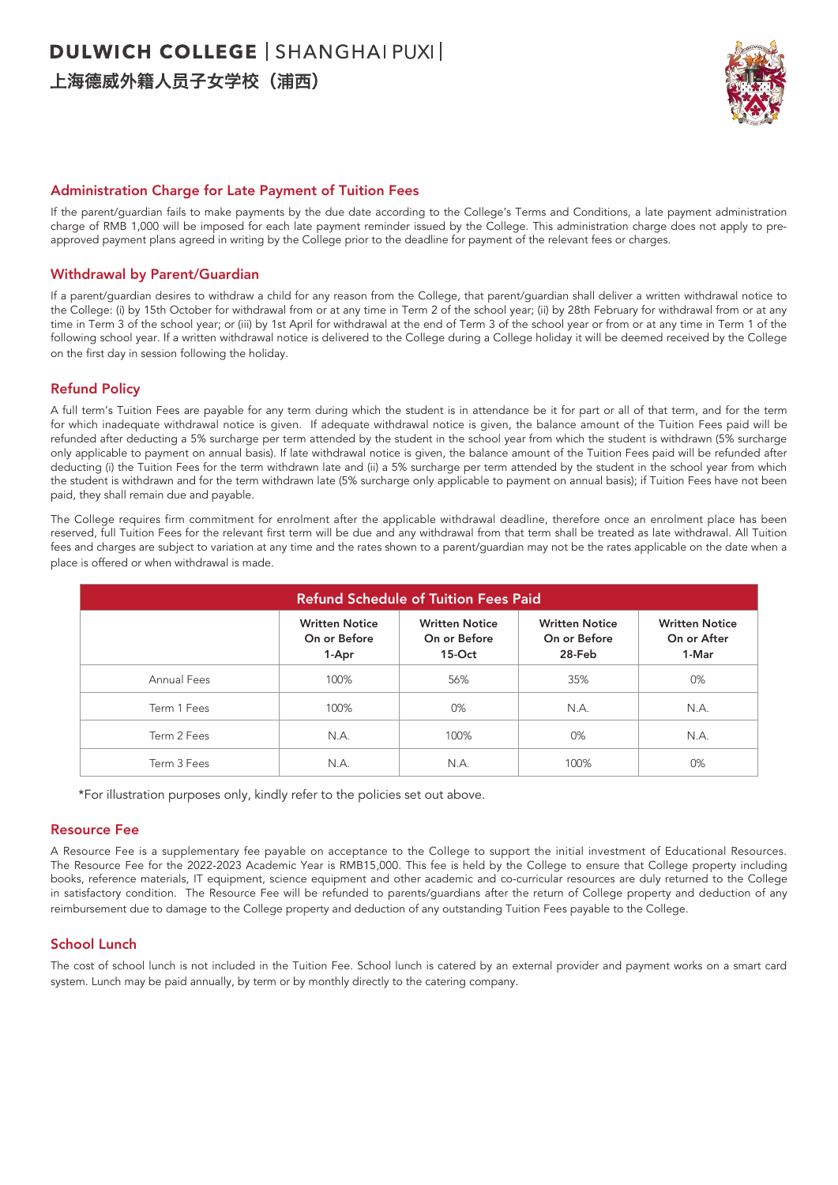## Administration Charge for Late Payment of Tuition Fees

If the parent/guardian fails to make payments by the due date according to the College's Terms and Conditions, a late payment administration charge of RMB 1,000 will be imposed for each late payment reminder issued by the College. This administration charge does not apply to pre-approved payment plans agreed in writing by the College prior to the deadline for payment of the relevant fees or charges.

## Withdrawal by Parent/Guardian

If a parent/guardian desires to withdraw a child for any reason from the College, that parent/guardian shall deliver a written withdrawal notice to the College: (i) by 15th October for withdrawal from or at any time in Term 2 of the school year; (ii) by 28th February for withdrawal from or at any time in Term 3 of the school year; or (iii) by 1st April for withdrawal at the end of Term 3 of the school year or from or at any time in Term 1 of the following school year. If a written withdrawal notice is delivered to the College during a College holiday it will be deemed received by the College on the first day in session following the holiday.

## Refund Policy

A full term's Tuition Fees are payable for any term during which the student is in attendance be it for part or all of that term, and for the term for which inadequate withdrawal notice is given. If adequate withdrawal notice is given, the balance amount of the Tuition Fees paid will be refunded after deducting a 5% surcharge per term attended by the student in the school year from which the student is withdrawn (5% surcharge only applicable to payment on annual basis). If late withdrawal notice is given, the balance amount of the Tuition Fees paid will be refunded after deducting (i) the Tuition Fees for the term withdrawn late and (ii) a 5% surcharge per term attended by the student in the school year from which the student is withdrawn and for the term withdrawn late (5% surcharge only applicable to payment on annual basis); if Tuition Fees have not been paid, they shall remain due and payable.

The College requires firm commitment for enrolment after the applicable withdrawal deadline, therefore once an enrolment place has been reserved, full Tuition Fees for the relevant first term will be due and any withdrawal from that term shall be treated as late withdrawal. All Tuition fees and charges are subject to variation at any time and the rates shown to a parent/guardian may not be the rates applicable on the date when a place is offered or when withdrawal is made.

**Refund Schedule of Tuition Fees Paid**

| | Written Notice On or Before 1-Apr | Written Notice On or Before 15-Oct | Written Notice On or Before 28-Feb | Written Notice On or After 1-Mar |
|---|---|---|---|---|
| Annual Fees | 100% | 56% | 35% | 0% |
| Term 1 Fees | 100% | 0% | N.A. | N.A. |
| Term 2 Fees | N.A. | 100% | 0% | N.A. |
| Term 3 Fees | N.A. | N.A. | 100% | 0% |

*For illustration purposes only, kindly refer to the policies set out above.

## Resource Fee

A Resource Fee is a supplementary fee payable on acceptance to the College to support the initial investment of Educational Resources. The Resource Fee for the 2022-2023 Academic Year is RMB15,000. This fee is held by the College to ensure that College property including books, reference materials, IT equipment, science equipment and other academic and co-curricular resources are duly returned to the College in satisfactory condition. The Resource Fee will be refunded to parents/guardians after the return of College property and deduction of any reimbursement due to damage to the College property and deduction of any outstanding Tuition Fees payable to the College.

## School Lunch

The cost of school lunch is not included in the Tuition Fee. School lunch is catered by an external provider and payment works on a smart card system. Lunch may be paid annually, by term or by monthly directly to the catering company.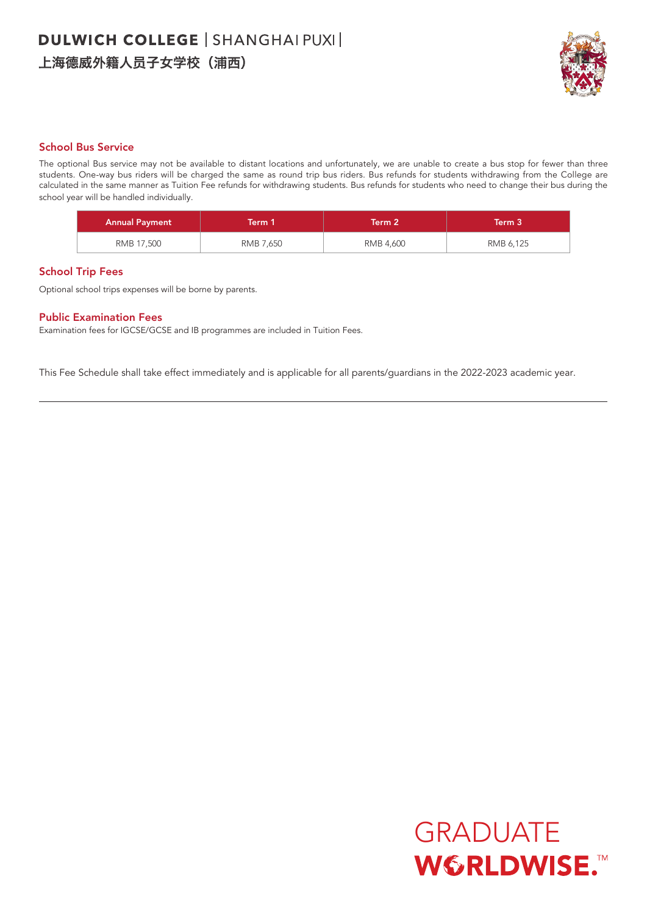## School Bus Service

The optional Bus service may not be available to distant locations and unfortunately, we are unable to create a bus stop for fewer than three students. One-way bus riders will be charged the same as round trip bus riders. Bus refunds for students withdrawing from the College are calculated in the same manner as Tuition Fee refunds for withdrawing students. Bus refunds for students who need to change their bus during the school year will be handled individually.

| Annual Payment | Term 1 | Term 2 | Term 3 |
|---|---|---|---|
| RMB 17,500 | RMB 7,650 | RMB 4,600 | RMB 6,125 |

## School Trip Fees

Optional school trips expenses will be borne by parents.

## Public Examination Fees

Examination fees for IGCSE/GCSE and IB programmes are included in Tuition Fees.

This Fee Schedule shall take effect immediately and is applicable for all parents/guardians in the 2022-2023 academic year.